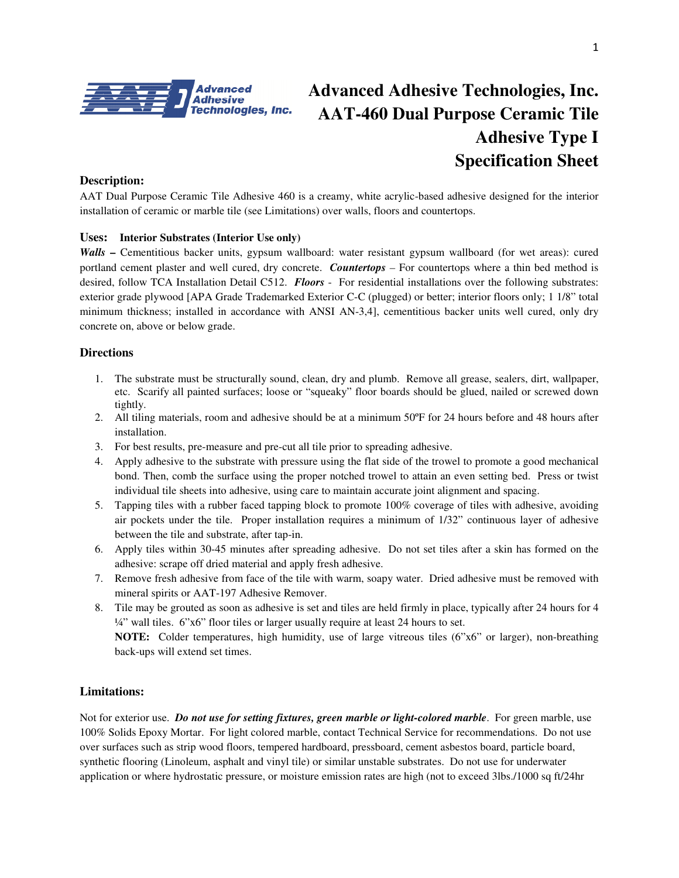# Advanced Adhesive Technologies, Inc.
# AAT-460 Dual Purpose Ceramic Tile Adhesive Type I Specification Sheet

### Description:

AAT Dual Purpose Ceramic Tile Adhesive 460 is a creamy, white acrylic-based adhesive designed for the interior installation of ceramic or marble tile (see Limitations) over walls, floors and countertops.

### Uses: Interior Substrates (Interior Use only)

***Walls*** **–** Cementitious backer units, gypsum wallboard: water resistant gypsum wallboard (for wet areas): cured portland cement plaster and well cured, dry concrete. ***Countertops*** – For countertops where a thin bed method is desired, follow TCA Installation Detail C512. ***Floors*** - For residential installations over the following substrates: exterior grade plywood [APA Grade Trademarked Exterior C-C (plugged) or better; interior floors only; 1 1/8" total minimum thickness; installed in accordance with ANSI AN-3,4], cementitious backer units well cured, only dry concrete on, above or below grade.

### Directions

1. The substrate must be structurally sound, clean, dry and plumb. Remove all grease, sealers, dirt, wallpaper, etc. Scarify all painted surfaces; loose or "squeaky" floor boards should be glued, nailed or screwed down tightly.
2. All tiling materials, room and adhesive should be at a minimum 50ºF for 24 hours before and 48 hours after installation.
3. For best results, pre-measure and pre-cut all tile prior to spreading adhesive.
4. Apply adhesive to the substrate with pressure using the flat side of the trowel to promote a good mechanical bond. Then, comb the surface using the proper notched trowel to attain an even setting bed. Press or twist individual tile sheets into adhesive, using care to maintain accurate joint alignment and spacing.
5. Tapping tiles with a rubber faced tapping block to promote 100% coverage of tiles with adhesive, avoiding air pockets under the tile. Proper installation requires a minimum of 1/32" continuous layer of adhesive between the tile and substrate, after tap-in.
6. Apply tiles within 30-45 minutes after spreading adhesive. Do not set tiles after a skin has formed on the adhesive: scrape off dried material and apply fresh adhesive.
7. Remove fresh adhesive from face of the tile with warm, soapy water. Dried adhesive must be removed with mineral spirits or AAT-197 Adhesive Remover.
8. Tile may be grouted as soon as adhesive is set and tiles are held firmly in place, typically after 24 hours for 4 ¼" wall tiles. 6"x6" floor tiles or larger usually require at least 24 hours to set.

   **NOTE:** Colder temperatures, high humidity, use of large vitreous tiles (6"x6" or larger), non-breathing back-ups will extend set times.

### Limitations:

Not for exterior use. ***Do not use for setting fixtures, green marble or light-colored marble***. For green marble, use 100% Solids Epoxy Mortar. For light colored marble, contact Technical Service for recommendations. Do not use over surfaces such as strip wood floors, tempered hardboard, pressboard, cement asbestos board, particle board, synthetic flooring (Linoleum, asphalt and vinyl tile) or similar unstable substrates. Do not use for underwater application or where hydrostatic pressure, or moisture emission rates are high (not to exceed 3lbs./1000 sq ft/24hr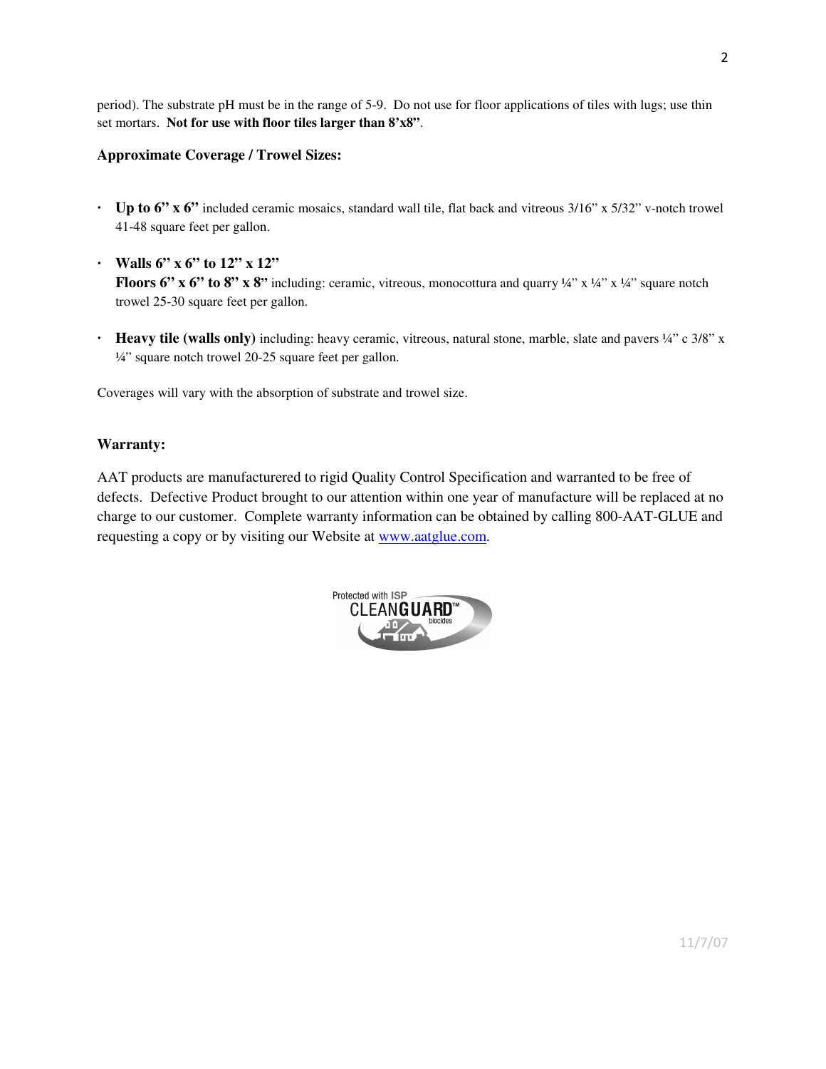period). The substrate pH must be in the range of 5-9. Do not use for floor applications of tiles with lugs; use thin set mortars. **Not for use with floor tiles larger than 8'x8"**.

**Approximate Coverage / Trowel Sizes:**

- **Up to 6" x 6"** included ceramic mosaics, standard wall tile, flat back and vitreous 3/16" x 5/32" v-notch trowel 41-48 square feet per gallon.
- **Walls 6" x 6" to 12" x 12"**
  **Floors 6" x 6" to 8" x 8"** including: ceramic, vitreous, monocottura and quarry ¼" x ¼" x ¼" square notch trowel 25-30 square feet per gallon.
- **Heavy tile (walls only)** including: heavy ceramic, vitreous, natural stone, marble, slate and pavers ¼" c 3/8" x ¼" square notch trowel 20-25 square feet per gallon.

Coverages will vary with the absorption of substrate and trowel size.

**Warranty:**

AAT products are manufacturered to rigid Quality Control Specification and warranted to be free of defects. Defective Product brought to our attention within one year of manufacture will be replaced at no charge to our customer. Complete warranty information can be obtained by calling 800-AAT-GLUE and requesting a copy or by visiting our Website at [www.aatglue.com](http://www.aatglue.com).

Protected with ISP CLEANGUARD™ biocides

11/7/07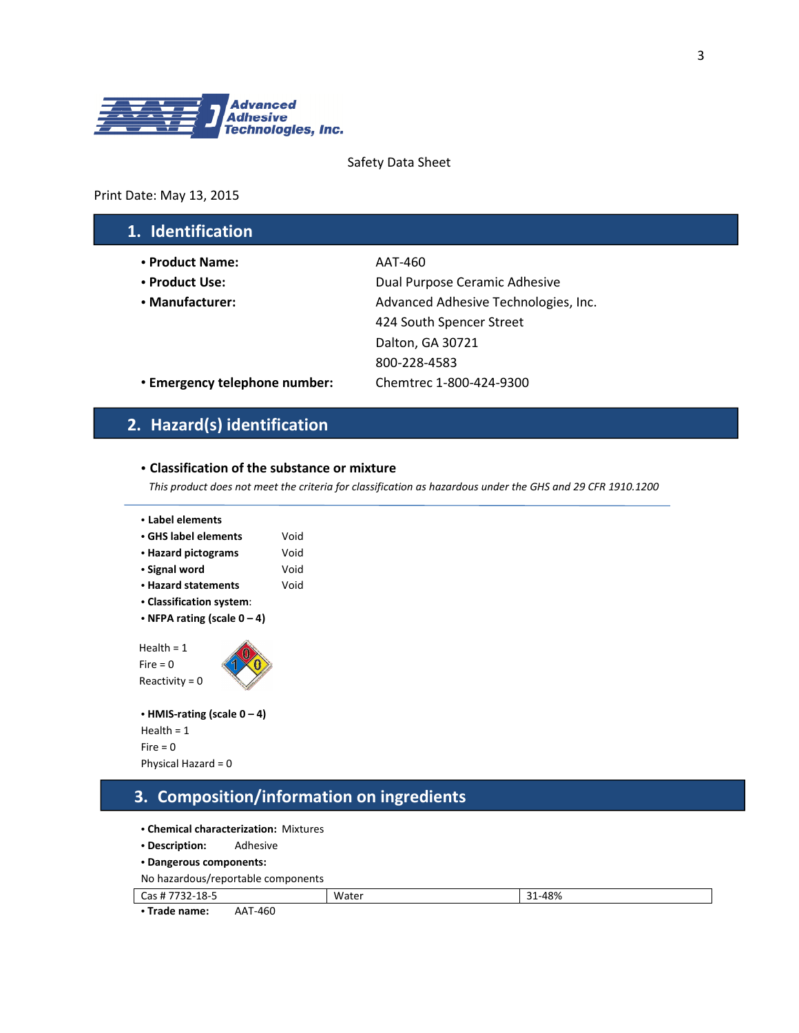Advanced Adhesive Technologies, Inc.

Safety Data Sheet

Print Date: May 13, 2015

## 1. Identification

- **Product Name:** AAT-460
- **Product Use:** Dual Purpose Ceramic Adhesive
- **Manufacturer:** Advanced Adhesive Technologies, Inc.
  424 South Spencer Street
  Dalton, GA 30721
  800-228-4583
- **Emergency telephone number:** Chemtrec 1-800-424-9300

## 2. Hazard(s) identification

- **Classification of the substance or mixture**

  *This product does not meet the criteria for classification as hazardous under the GHS and 29 CFR 1910.1200*

---

- **Label elements**
- **GHS label elements** Void
- **Hazard pictograms** Void
- **Signal word** Void
- **Hazard statements** Void
- **Classification system**:
- **NFPA rating (scale 0 – 4)**

Health = 1
Fire = 0
Reactivity = 0

- **HMIS-rating (scale 0 – 4)**

Health = 1
Fire = 0
Physical Hazard = 0

## 3. Composition/information on ingredients

- **Chemical characterization:** Mixtures
- **Description:** Adhesive
- **Dangerous components:**

No hazardous/reportable components

| Cas # 7732-18-5 | Water | 31-48% |
|---|---|---|

- **Trade name:** AAT-460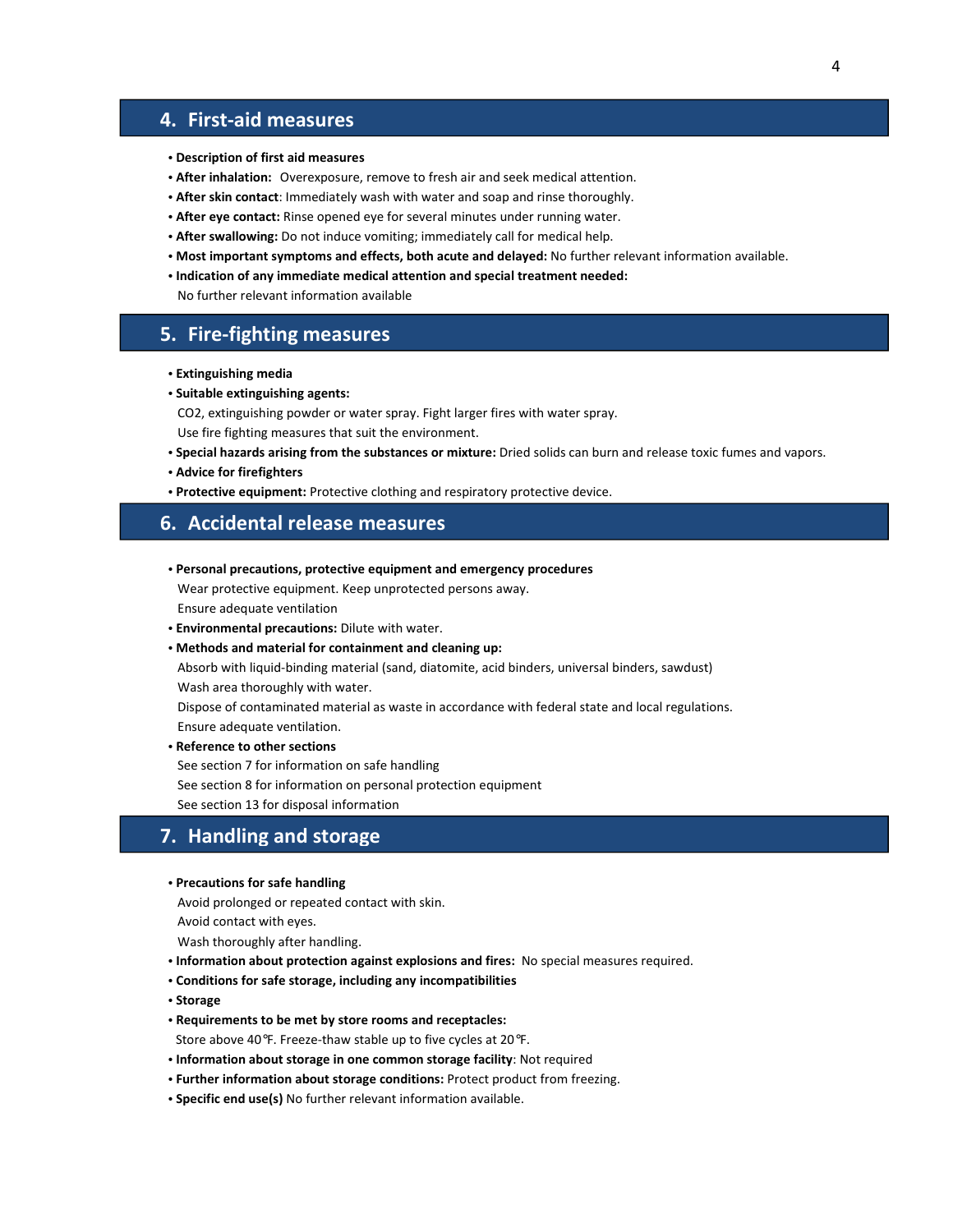## 4. First-aid measures

- **Description of first aid measures**
- **After inhalation:** Overexposure, remove to fresh air and seek medical attention.
- **After skin contact**: Immediately wash with water and soap and rinse thoroughly.
- **After eye contact:** Rinse opened eye for several minutes under running water.
- **After swallowing:** Do not induce vomiting; immediately call for medical help.
- **Most important symptoms and effects, both acute and delayed:** No further relevant information available.
- **Indication of any immediate medical attention and special treatment needed:**
  No further relevant information available

## 5. Fire-fighting measures

- **Extinguishing media**
- **Suitable extinguishing agents:**
  $CO_2$, extinguishing powder or water spray. Fight larger fires with water spray.
  Use fire fighting measures that suit the environment.
- **Special hazards arising from the substances or mixture:** Dried solids can burn and release toxic fumes and vapors.
- **Advice for firefighters**
- **Protective equipment:** Protective clothing and respiratory protective device.

## 6. Accidental release measures

- **Personal precautions, protective equipment and emergency procedures**
  Wear protective equipment. Keep unprotected persons away.
  Ensure adequate ventilation
- **Environmental precautions:** Dilute with water.
- **Methods and material for containment and cleaning up:**
  Absorb with liquid-binding material (sand, diatomite, acid binders, universal binders, sawdust)
  Wash area thoroughly with water.
  Dispose of contaminated material as waste in accordance with federal state and local regulations.
  Ensure adequate ventilation.
- **Reference to other sections**
  See section 7 for information on safe handling
  See section 8 for information on personal protection equipment
  See section 13 for disposal information

## 7. Handling and storage

- **Precautions for safe handling**
  Avoid prolonged or repeated contact with skin.
  Avoid contact with eyes.
  Wash thoroughly after handling.
- **Information about protection against explosions and fires:** No special measures required.
- **Conditions for safe storage, including any incompatibilities**
- **Storage**
- **Requirements to be met by store rooms and receptacles:**
  Store above 40℉. Freeze-thaw stable up to five cycles at 20℉.
- **Information about storage in one common storage facility**: Not required
- **Further information about storage conditions:** Protect product from freezing.
- **Specific end use(s)** No further relevant information available.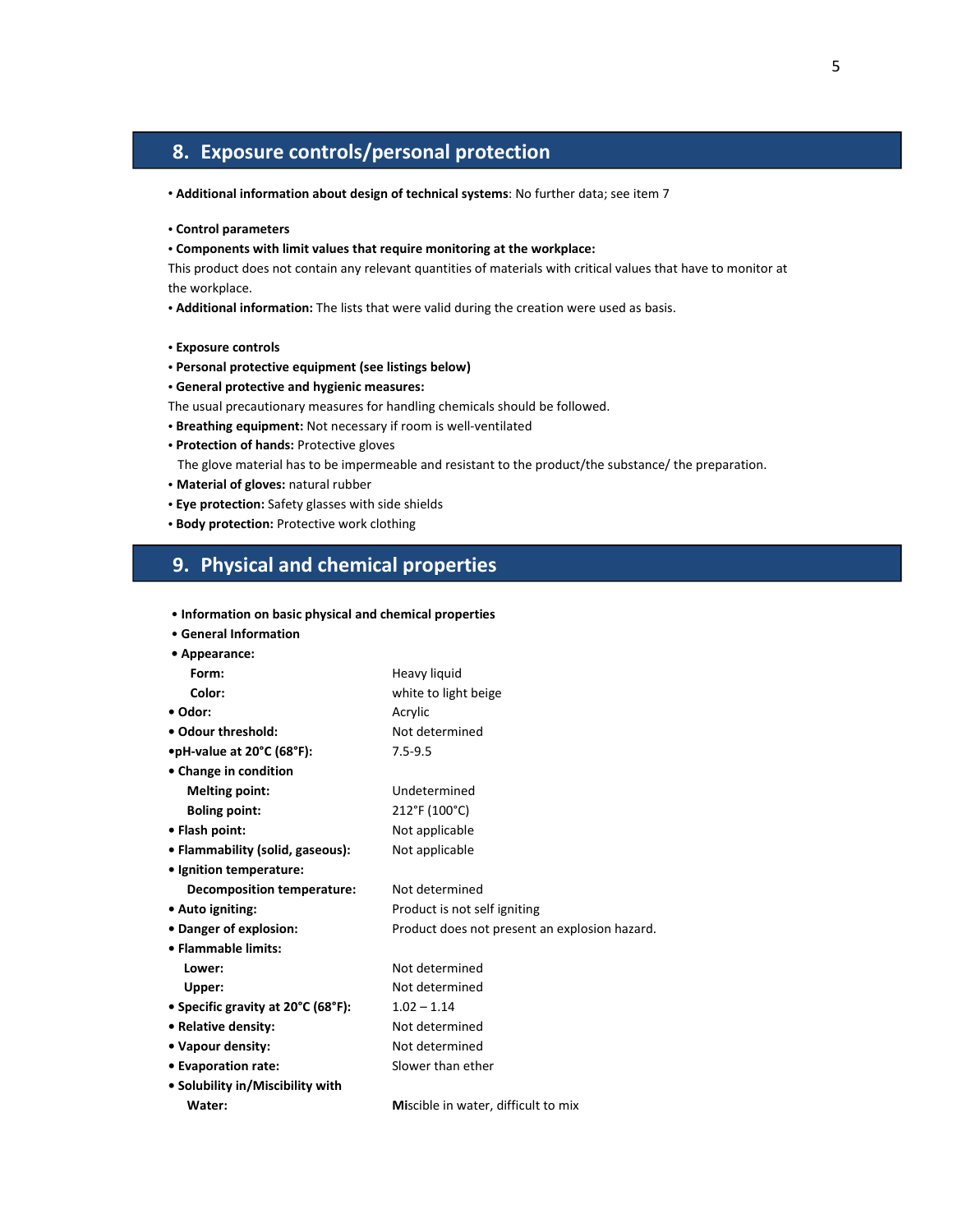## 8. Exposure controls/personal protection

• **Additional information about design of technical systems**: No further data; see item 7

• **Control parameters**

• **Components with limit values that require monitoring at the workplace:**

This product does not contain any relevant quantities of materials with critical values that have to monitor at the workplace.

• **Additional information:** The lists that were valid during the creation were used as basis.

• **Exposure controls**

• **Personal protective equipment (see listings below)**

• **General protective and hygienic measures:**

The usual precautionary measures for handling chemicals should be followed.

• **Breathing equipment:** Not necessary if room is well-ventilated

• **Protection of hands:** Protective gloves

The glove material has to be impermeable and resistant to the product/the substance/ the preparation.

• **Material of gloves:** natural rubber

• **Eye protection:** Safety glasses with side shields

• **Body protection:** Protective work clothing

## 9. Physical and chemical properties

• **Information on basic physical and chemical properties**

• **General Information**

• **Appearance:**

| | |
|---|---|
| **Form:** | Heavy liquid |
| **Color:** | white to light beige |
| **• Odor:** | Acrylic |
| **• Odour threshold:** | Not determined |
| **•pH-value at 20°C (68°F):** | 7.5-9.5 |
| **• Change in condition** | |
| **Melting point:** | Undetermined |
| **Boling point:** | 212°F (100°C) |
| **• Flash point:** | Not applicable |
| **• Flammability (solid, gaseous):** | Not applicable |
| **• Ignition temperature:** | |
| **Decomposition temperature:** | Not determined |
| **• Auto igniting:** | Product is not self igniting |
| **• Danger of explosion:** | Product does not present an explosion hazard. |
| **• Flammable limits:** | |
| **Lower:** | Not determined |
| **Upper:** | Not determined |
| **• Specific gravity at 20°C (68°F):** | 1.02 – 1.14 |
| **• Relative density:** | Not determined |
| **• Vapour density:** | Not determined |
| **• Evaporation rate:** | Slower than ether |
| **• Solubility in/Miscibility with** | |
| **Water:** | **Mi**scible in water, difficult to mix |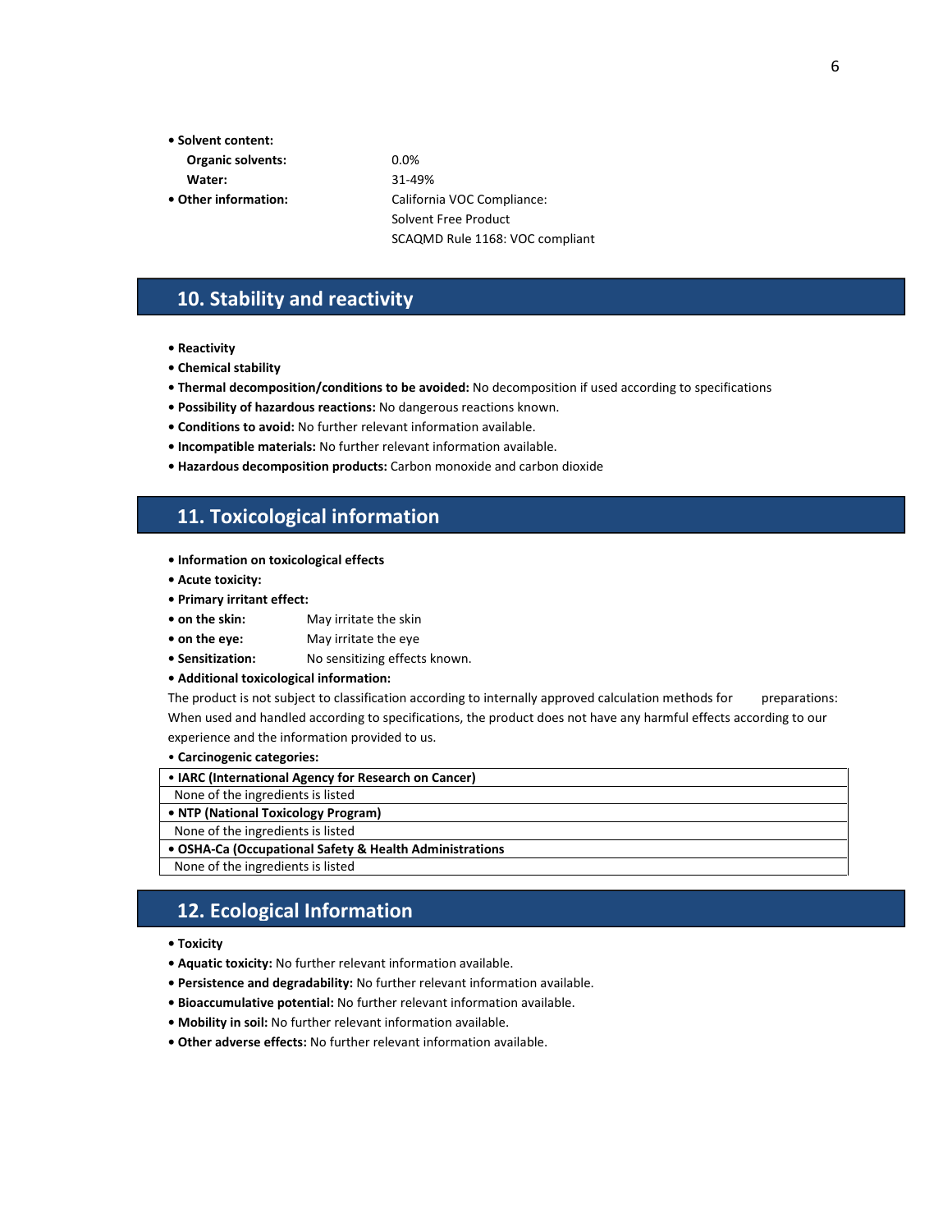- **Solvent content:**

| | |
|---|---|
| **Organic solvents:** | 0.0% |
| **Water:** | 31-49% |

- **Other information:** California VOC Compliance:
  Solvent Free Product
  SCAQMD Rule 1168: VOC compliant

## 10. Stability and reactivity

- **Reactivity**
- **Chemical stability**
- **Thermal decomposition/conditions to be avoided:** No decomposition if used according to specifications
- **Possibility of hazardous reactions:** No dangerous reactions known.
- **Conditions to avoid:** No further relevant information available.
- **Incompatible materials:** No further relevant information available.
- **Hazardous decomposition products:** Carbon monoxide and carbon dioxide

## 11. Toxicological information

- **Information on toxicological effects**
- **Acute toxicity:**
- **Primary irritant effect:**
- **on the skin:** May irritate the skin
- **on the eye:** May irritate the eye
- **Sensitization:** No sensitizing effects known.
- **Additional toxicological information:**

The product is not subject to classification according to internally approved calculation methods for preparations: When used and handled according to specifications, the product does not have any harmful effects according to our experience and the information provided to us.

- **Carcinogenic categories:**

| • IARC (International Agency for Research on Cancer) |
|---|
| None of the ingredients is listed |
| **• NTP (National Toxicology Program)** |
| None of the ingredients is listed |
| **• OSHA-Ca (Occupational Safety & Health Administrations** |
| None of the ingredients is listed |

## 12. Ecological Information

- **Toxicity**
- **Aquatic toxicity:** No further relevant information available.
- **Persistence and degradability:** No further relevant information available.
- **Bioaccumulative potential:** No further relevant information available.
- **Mobility in soil:** No further relevant information available.
- **Other adverse effects:** No further relevant information available.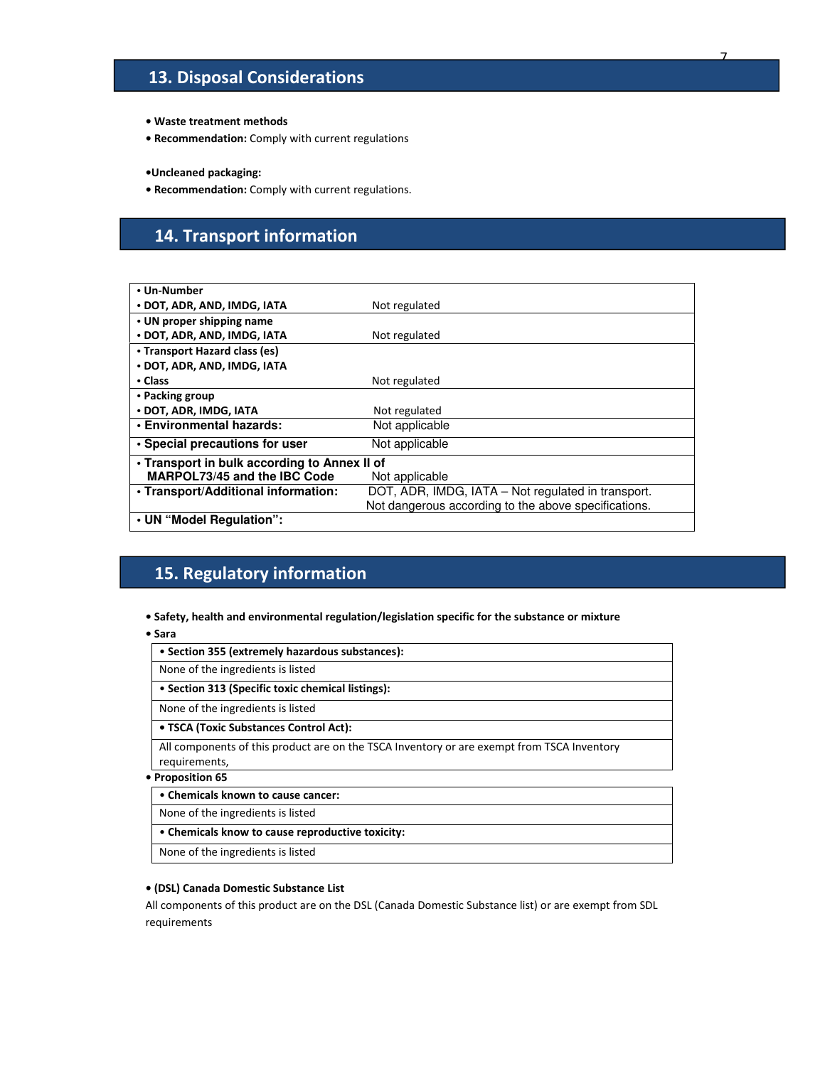## 13. Disposal Considerations

- **Waste treatment methods**
- **Recommendation:** Comply with current regulations

- **Uncleaned packaging:**
- **Recommendation:** Comply with current regulations.

## 14. Transport information

| | |
|---|---|
| • **Un-Number**<br>• **DOT, ADR, AND, IMDG, IATA** | Not regulated |
| • **UN proper shipping name**<br>• **DOT, ADR, AND, IMDG, IATA** | Not regulated |
| • **Transport Hazard class (es)**<br>• **DOT, ADR, AND, IMDG, IATA**<br>• **Class** | Not regulated |
| • **Packing group**<br>• **DOT, ADR, IMDG, IATA** | Not regulated |
| • **Environmental hazards:** | Not applicable |
| • **Special precautions for user** | Not applicable |
| • **Transport in bulk according to Annex II of MARPOL73/45 and the IBC Code** | Not applicable |
| • **Transport/Additional information:** | DOT, ADR, IMDG, IATA – Not regulated in transport. Not dangerous according to the above specifications. |
| • **UN "Model Regulation":** | |

## 15. Regulatory information

- **Safety, health and environmental regulation/legislation specific for the substance or mixture**
- **Sara**

| **• Section 355 (extremely hazardous substances):** |
|---|
| None of the ingredients is listed |
| **• Section 313 (Specific toxic chemical listings):** |
| None of the ingredients is listed |
| **• TSCA (Toxic Substances Control Act):** |
| All components of this product are on the TSCA Inventory or are exempt from TSCA Inventory requirements, |

- **Proposition 65**

| **• Chemicals known to cause cancer:** |
|---|
| None of the ingredients is listed |
| **• Chemicals know to cause reproductive toxicity:** |
| None of the ingredients is listed |

- **(DSL) Canada Domestic Substance List**

All components of this product are on the DSL (Canada Domestic Substance list) or are exempt from SDL requirements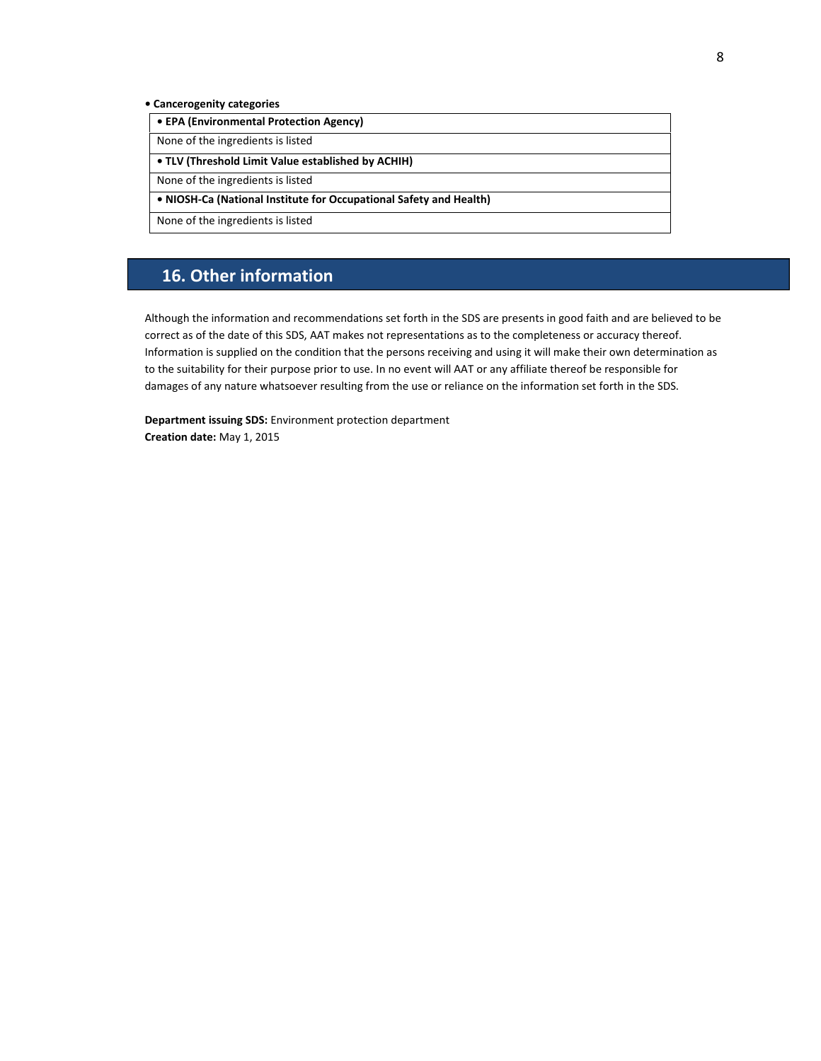**• Cancerogenity categories**

| |
|---|
| **• EPA (Environmental Protection Agency)** |
| None of the ingredients is listed |
| **• TLV (Threshold Limit Value established by ACHIH)** |
| None of the ingredients is listed |
| **• NIOSH-Ca (National Institute for Occupational Safety and Health)** |
| None of the ingredients is listed |

## 16. Other information

Although the information and recommendations set forth in the SDS are presents in good faith and are believed to be correct as of the date of this SDS, AAT makes not representations as to the completeness or accuracy thereof. Information is supplied on the condition that the persons receiving and using it will make their own determination as to the suitability for their purpose prior to use. In no event will AAT or any affiliate thereof be responsible for damages of any nature whatsoever resulting from the use or reliance on the information set forth in the SDS.

**Department issuing SDS:** Environment protection department
**Creation date:** May 1, 2015